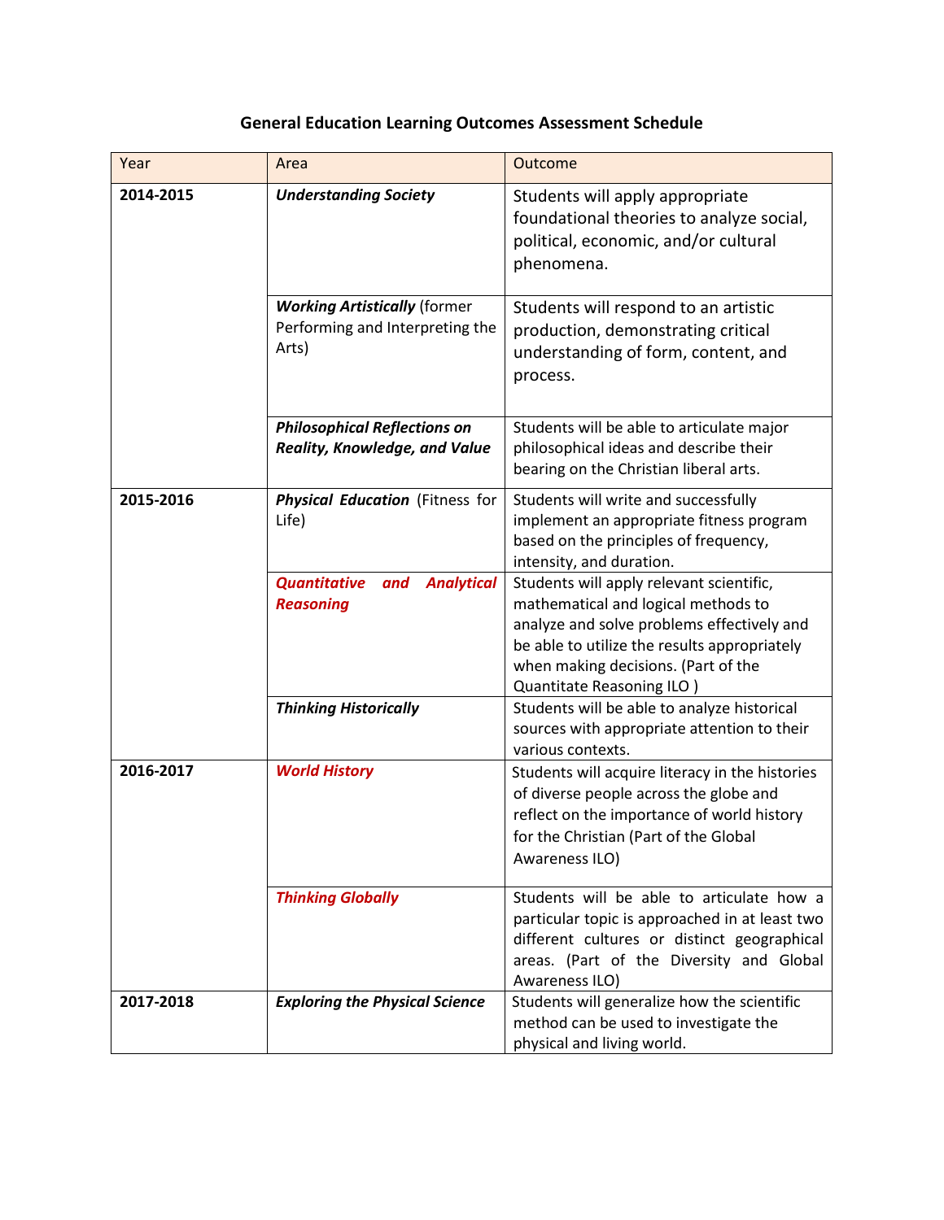## General Education Learning Outcomes Assessment Schedule

| Year | Area | Outcome |
|---|---|---|
| **2014-2015** | ***Understanding Society*** | Students will apply appropriate foundational theories to analyze social, political, economic, and/or cultural phenomena. |
| | ***Working Artistically*** (former Performing and Interpreting the Arts) | Students will respond to an artistic production, demonstrating critical understanding of form, content, and process. |
| | ***Philosophical Reflections on Reality, Knowledge, and Value*** | Students will be able to articulate major philosophical ideas and describe their bearing on the Christian liberal arts. |
| **2015-2016** | ***Physical Education*** (Fitness for Life) | Students will write and successfully implement an appropriate fitness program based on the principles of frequency, intensity, and duration. |
| | ***Quantitative and Analytical Reasoning*** | Students will apply relevant scientific, mathematical and logical methods to analyze and solve problems effectively and be able to utilize the results appropriately when making decisions. (Part of the Quantitate Reasoning ILO ) |
| | ***Thinking Historically*** | Students will be able to analyze historical sources with appropriate attention to their various contexts. |
| **2016-2017** | ***World History*** | Students will acquire literacy in the histories of diverse people across the globe and reflect on the importance of world history for the Christian (Part of the Global Awareness ILO) |
| | ***Thinking Globally*** | Students will be able to articulate how a particular topic is approached in at least two different cultures or distinct geographical areas. (Part of the Diversity and Global Awareness ILO) |
| **2017-2018** | ***Exploring the Physical Science*** | Students will generalize how the scientific method can be used to investigate the physical and living world. |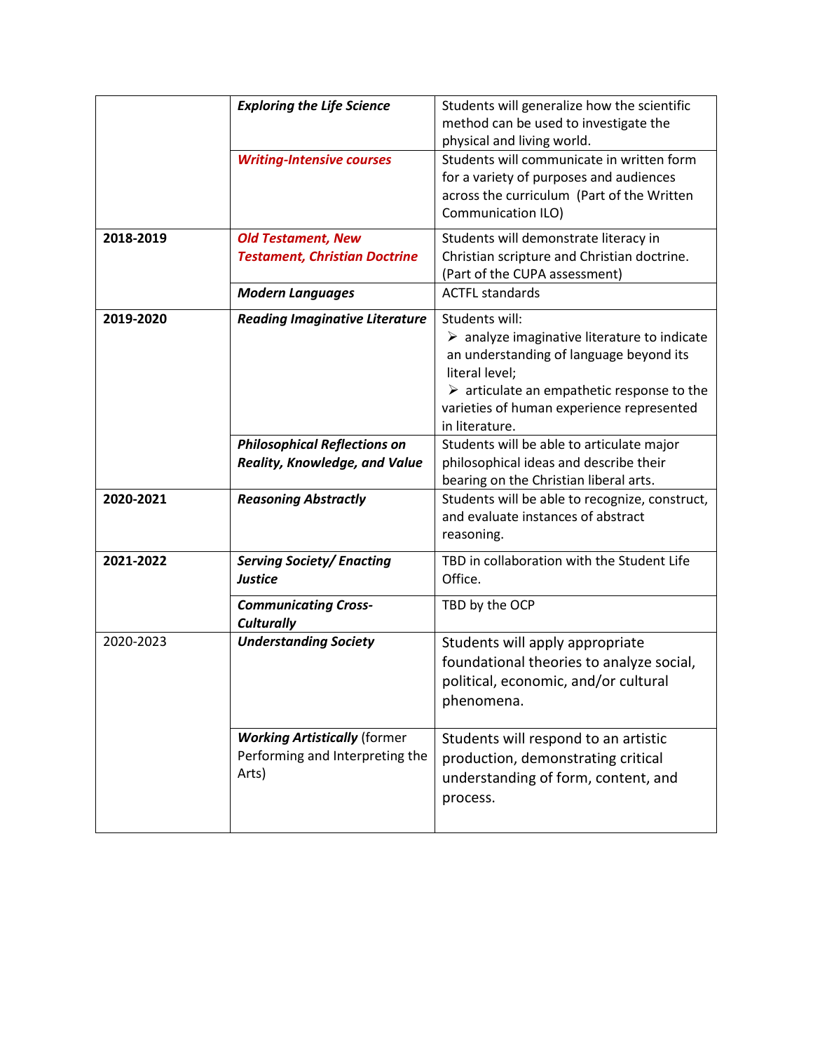| | | |
|---|---|---|
| | ***Exploring the Life Science*** | Students will generalize how the scientific method can be used to investigate the physical and living world. |
| | ***Writing-Intensive courses*** | Students will communicate in written form for a variety of purposes and audiences across the curriculum (Part of the Written Communication ILO) |
| **2018-2019** | ***Old Testament, New Testament, Christian Doctrine*** | Students will demonstrate literacy in Christian scripture and Christian doctrine. (Part of the CUPA assessment) |
| | ***Modern Languages*** | ACTFL standards |
| **2019-2020** | ***Reading Imaginative Literature*** | Students will: <br> ➢ analyze imaginative literature to indicate an understanding of language beyond its literal level; <br> ➢ articulate an empathetic response to the varieties of human experience represented in literature. |
| | ***Philosophical Reflections on Reality, Knowledge, and Value*** | Students will be able to articulate major philosophical ideas and describe their bearing on the Christian liberal arts. |
| **2020-2021** | ***Reasoning Abstractly*** | Students will be able to recognize, construct, and evaluate instances of abstract reasoning. |
| **2021-2022** | ***Serving Society/ Enacting Justice*** | TBD in collaboration with the Student Life Office. |
| | ***Communicating Cross-Culturally*** | TBD by the OCP |
| 2020-2023 | ***Understanding Society*** | Students will apply appropriate foundational theories to analyze social, political, economic, and/or cultural phenomena. |
| | ***Working Artistically*** (former Performing and Interpreting the Arts) | Students will respond to an artistic production, demonstrating critical understanding of form, content, and process. |